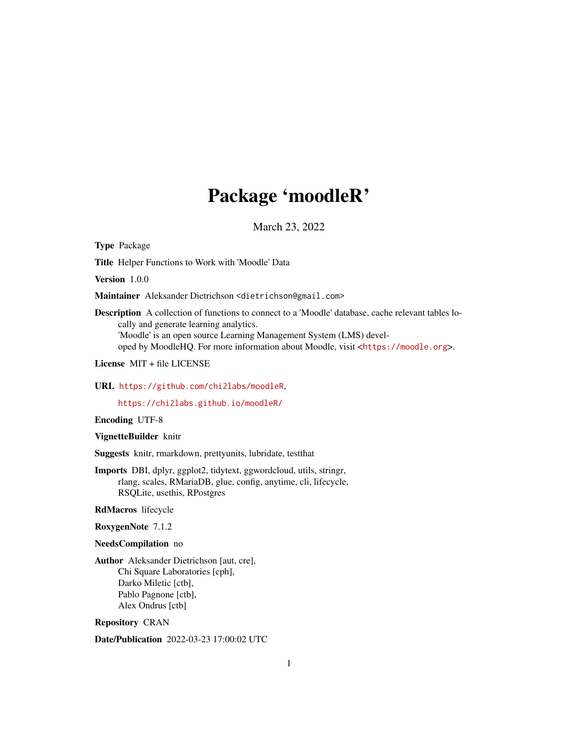# Package ‘moodleR’

March 23, 2022

**Type** Package

**Title** Helper Functions to Work with 'Moodle' Data

**Version** 1.0.0

**Maintainer** Aleksander Dietrichson <dietrichson@gmail.com>

**Description** A collection of functions to connect to a 'Moodle' database, cache relevant tables locally and generate learning analytics.
'Moodle' is an open source Learning Management System (LMS) developed by MoodleHQ. For more information about Moodle, visit <https://moodle.org>.

**License** MIT + file LICENSE

**URL** https://github.com/chi2labs/moodleR,
https://chi2labs.github.io/moodleR/

**Encoding** UTF-8

**VignetteBuilder** knitr

**Suggests** knitr, rmarkdown, prettyunits, lubridate, testthat

**Imports** DBI, dplyr, ggplot2, tidytext, ggwordcloud, utils, stringr, rlang, scales, RMariaDB, glue, config, anytime, cli, lifecycle, RSQLite, usethis, RPostgres

**RdMacros** lifecycle

**RoxygenNote** 7.1.2

**NeedsCompilation** no

**Author** Aleksander Dietrichson [aut, cre],
Chi Square Laboratories [cph],
Darko Miletic [ctb],
Pablo Pagnone [ctb],
Alex Ondrus [ctb]

**Repository** CRAN

**Date/Publication** 2022-03-23 17:00:02 UTC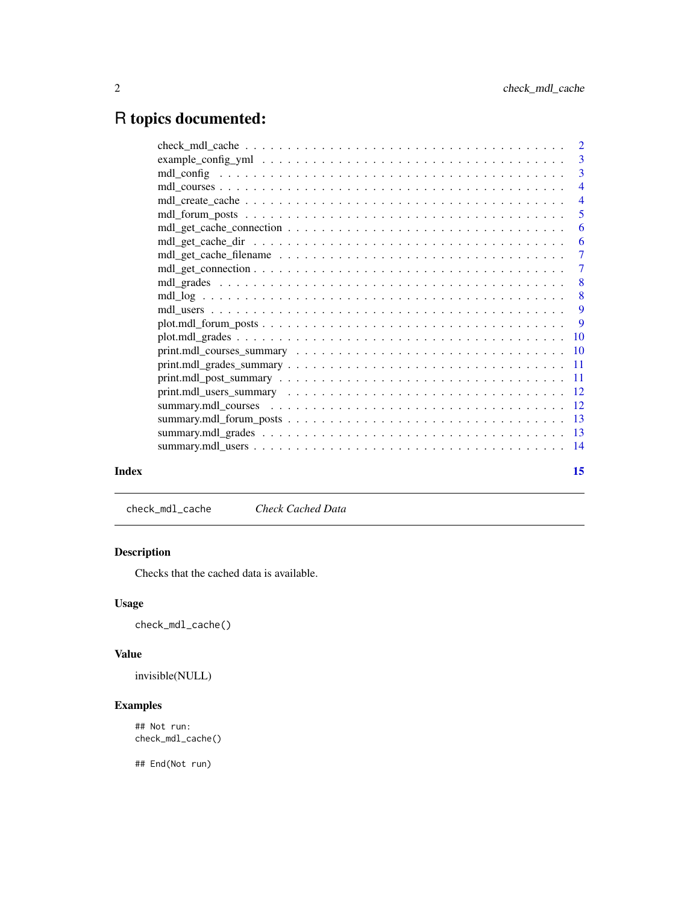# R topics documented:

| | |
|---|---|
| check_mdl_cache | 2 |
| example_config_yml | 3 |
| mdl_config | 3 |
| mdl_courses | 4 |
| mdl_create_cache | 4 |
| mdl_forum_posts | 5 |
| mdl_get_cache_connection | 6 |
| mdl_get_cache_dir | 6 |
| mdl_get_cache_filename | 7 |
| mdl_get_connection | 7 |
| mdl_grades | 8 |
| mdl_log | 8 |
| mdl_users | 9 |
| plot.mdl_forum_posts | 9 |
| plot.mdl_grades | 10 |
| print.mdl_courses_summary | 10 |
| print.mdl_grades_summary | 11 |
| print.mdl_post_summary | 11 |
| print.mdl_users_summary | 12 |
| summary.mdl_courses | 12 |
| summary.mdl_forum_posts | 13 |
| summary.mdl_grades | 13 |
| summary.mdl_users | 14 |

**Index** **15**

---

`check_mdl_cache` *Check Cached Data*

---

## Description

Checks that the cached data is available.

## Usage

```
check_mdl_cache()
```

## Value

invisible(NULL)

## Examples

```
## Not run:
check_mdl_cache()

## End(Not run)
```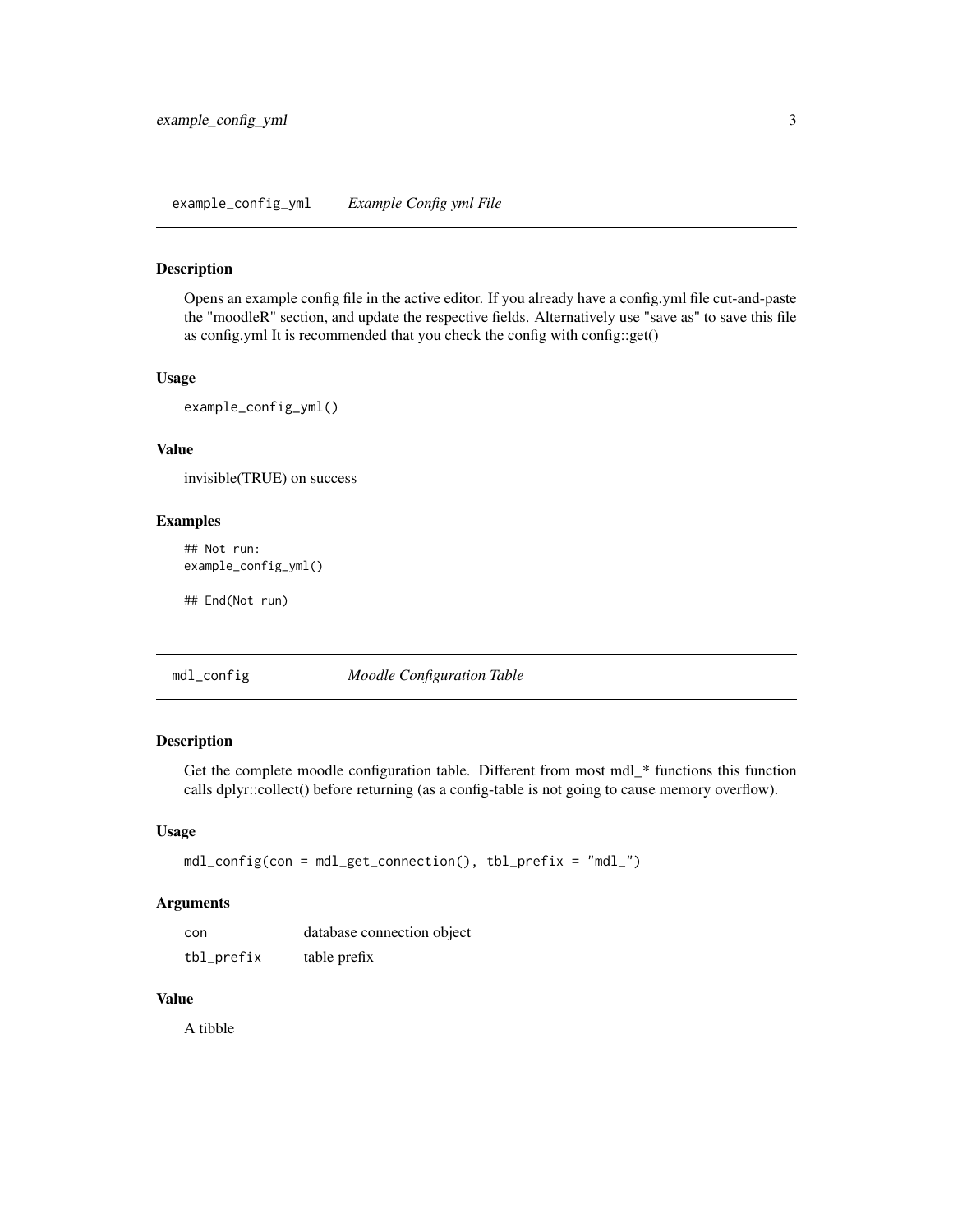## example_config_yml *Example Config yml File*

### Description

Opens an example config file in the active editor. If you already have a config.yml file cut-and-paste the "moodleR" section, and update the respective fields. Alternatively use "save as" to save this file as config.yml It is recommended that you check the config with config::get()

### Usage

```
example_config_yml()
```

### Value

invisible(TRUE) on success

### Examples

```
## Not run:
example_config_yml()

## End(Not run)
```

## mdl_config *Moodle Configuration Table*

### Description

Get the complete moodle configuration table. Different from most mdl_* functions this function calls dplyr::collect() before returning (as a config-table is not going to cause memory overflow).

### Usage

```
mdl_config(con = mdl_get_connection(), tbl_prefix = "mdl_")
```

### Arguments

| | |
|---|---|
| con | database connection object |
| tbl_prefix | table prefix |

### Value

A tibble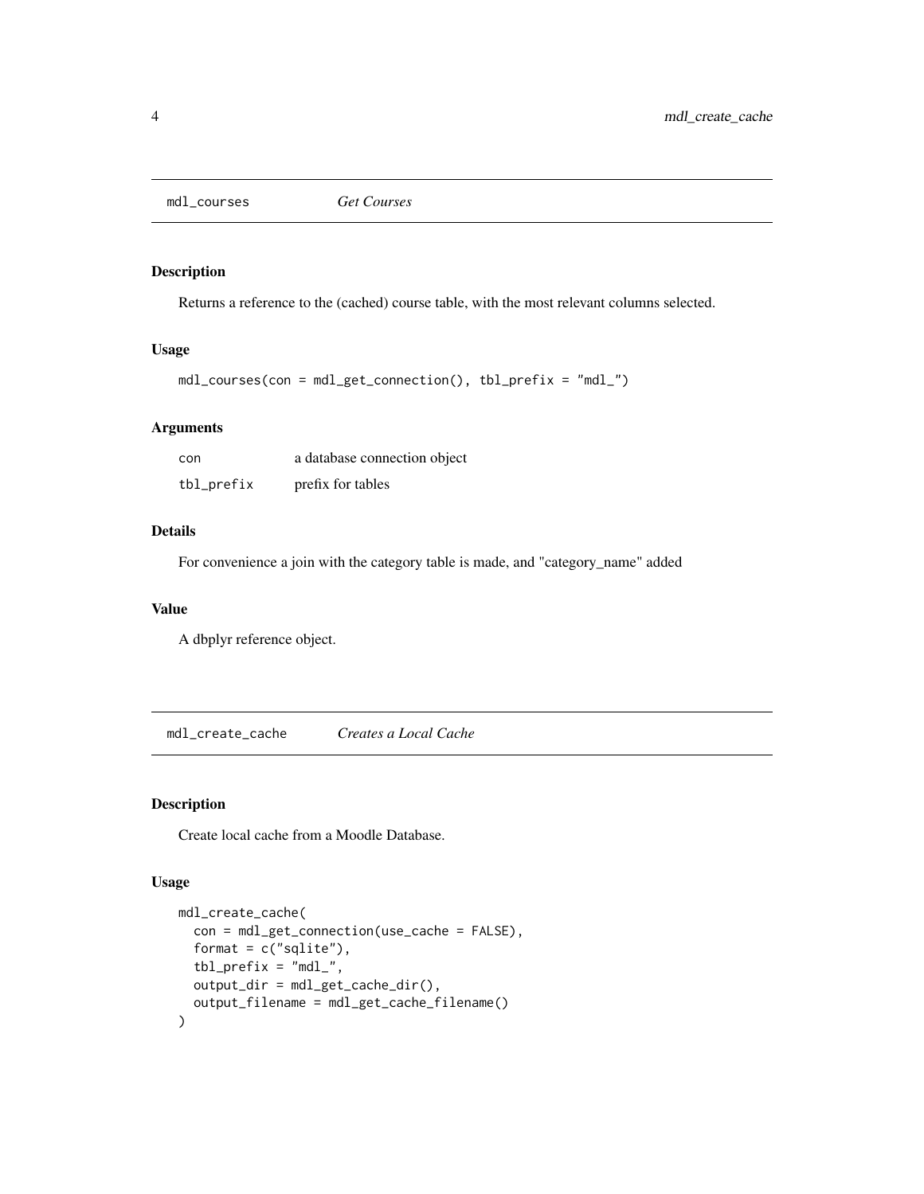## mdl_courses *Get Courses*

### Description

Returns a reference to the (cached) course table, with the most relevant columns selected.

### Usage

```
mdl_courses(con = mdl_get_connection(), tbl_prefix = "mdl_")
```

### Arguments

| | |
|---|---|
| con | a database connection object |
| tbl_prefix | prefix for tables |

### Details

For convenience a join with the category table is made, and "category_name" added

### Value

A dbplyr reference object.

## mdl_create_cache *Creates a Local Cache*

### Description

Create local cache from a Moodle Database.

### Usage

```
mdl_create_cache(
  con = mdl_get_connection(use_cache = FALSE),
  format = c("sqlite"),
  tbl_prefix = "mdl_",
  output_dir = mdl_get_cache_dir(),
  output_filename = mdl_get_cache_filename()
)
```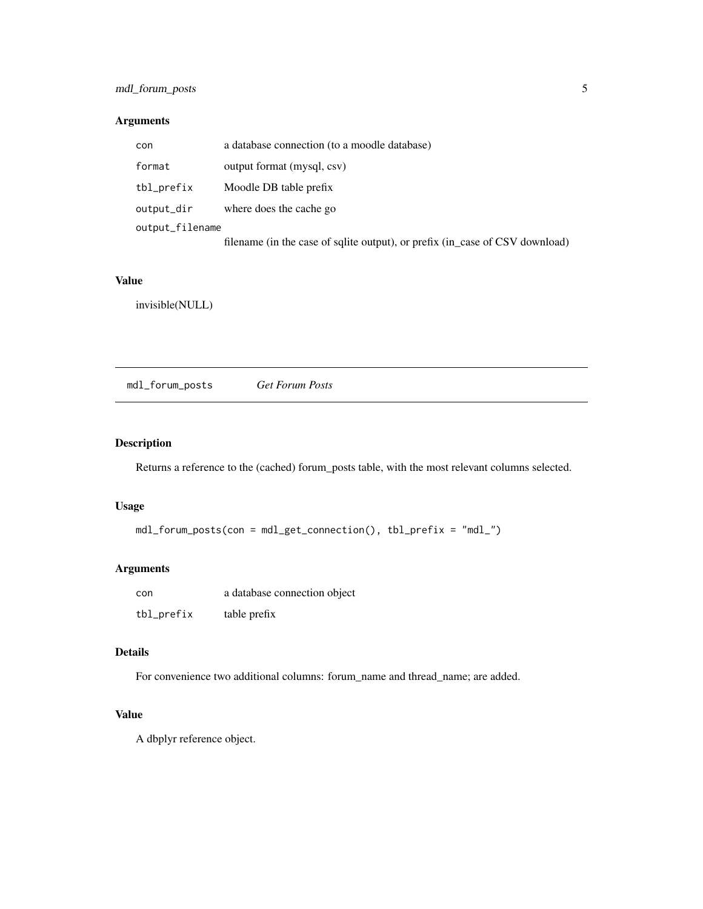### Arguments

| | |
|---|---|
| `con` | a database connection (to a moodle database) |
| `format` | output format (mysql, csv) |
| `tbl_prefix` | Moodle DB table prefix |
| `output_dir` | where does the cache go |
| `output_filename` | filename (in the case of sqlite output), or prefix (in_case of CSV download) |

### Value

invisible(NULL)

---

## `mdl_forum_posts` *Get Forum Posts*

---

### Description

Returns a reference to the (cached) forum_posts table, with the most relevant columns selected.

### Usage

```
mdl_forum_posts(con = mdl_get_connection(), tbl_prefix = "mdl_")
```

### Arguments

| | |
|---|---|
| `con` | a database connection object |
| `tbl_prefix` | table prefix |

### Details

For convenience two additional columns: forum_name and thread_name; are added.

### Value

A dbplyr reference object.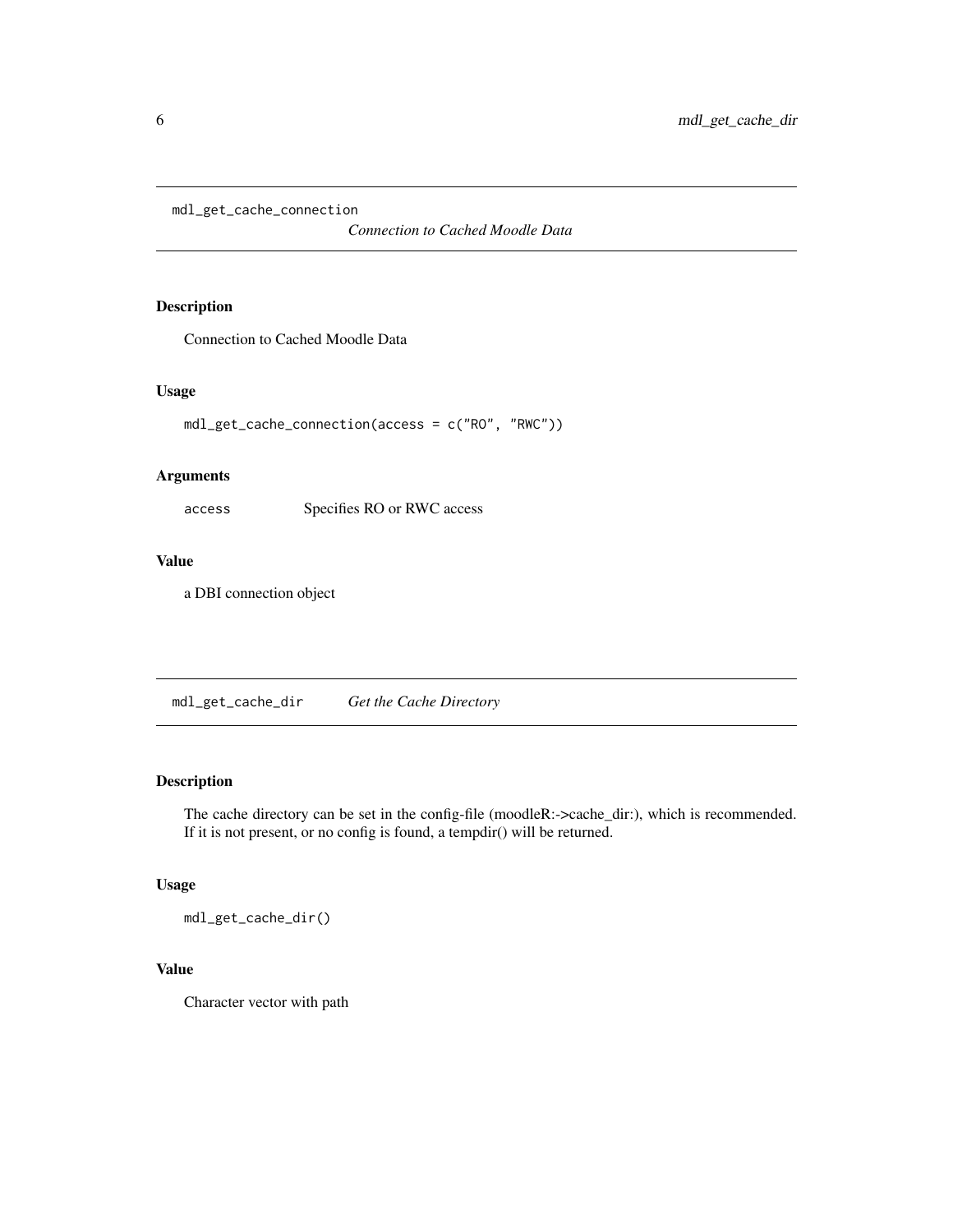## mdl_get_cache_connection

*Connection to Cached Moodle Data*

### Description

Connection to Cached Moodle Data

### Usage

```
mdl_get_cache_connection(access = c("RO", "RWC"))
```

### Arguments

| | |
|---|---|
| access | Specifies RO or RWC access |

### Value

a DBI connection object

## mdl_get_cache_dir

*Get the Cache Directory*

### Description

The cache directory can be set in the config-file (moodleR:->cache_dir:), which is recommended. If it is not present, or no config is found, a tempdir() will be returned.

### Usage

```
mdl_get_cache_dir()
```

### Value

Character vector with path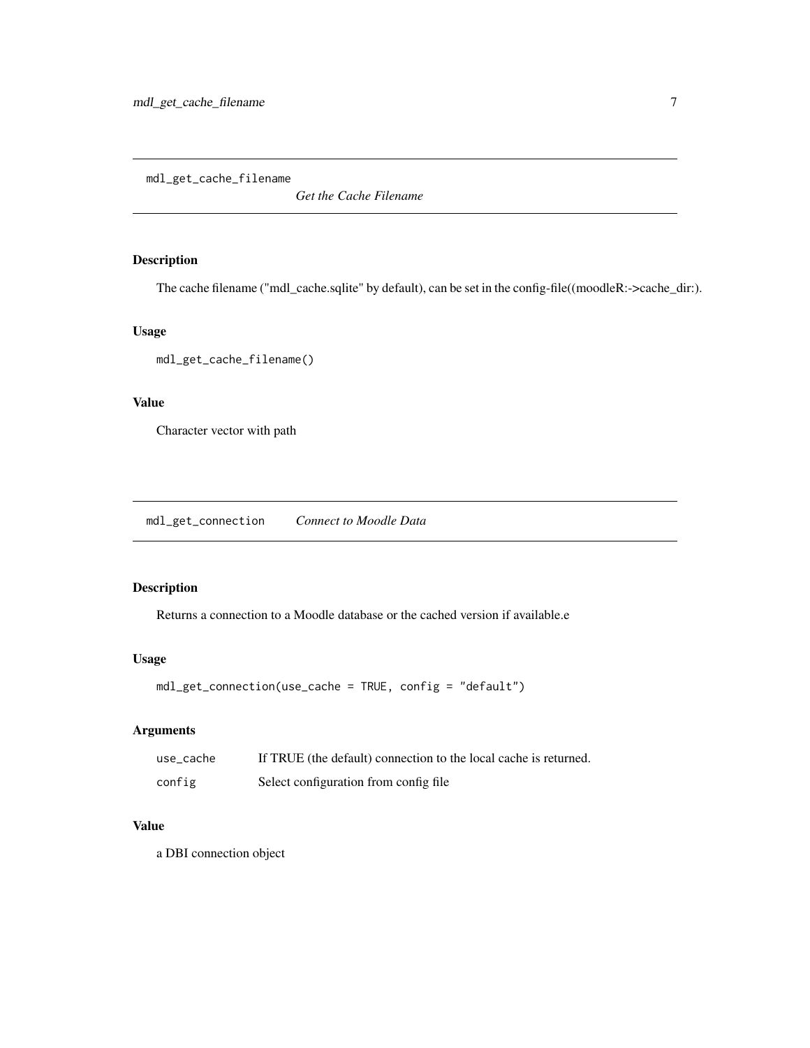## mdl_get_cache_filename

*Get the Cache Filename*

### Description

The cache filename ("mdl_cache.sqlite" by default), can be set in the config-file((moodleR:->cache_dir:).

### Usage

```
mdl_get_cache_filename()
```

### Value

Character vector with path

## mdl_get_connection

*Connect to Moodle Data*

### Description

Returns a connection to a Moodle database or the cached version if available.e

### Usage

```
mdl_get_connection(use_cache = TRUE, config = "default")
```

### Arguments

| | |
|---|---|
| `use_cache` | If TRUE (the default) connection to the local cache is returned. |
| `config` | Select configuration from config file |

### Value

a DBI connection object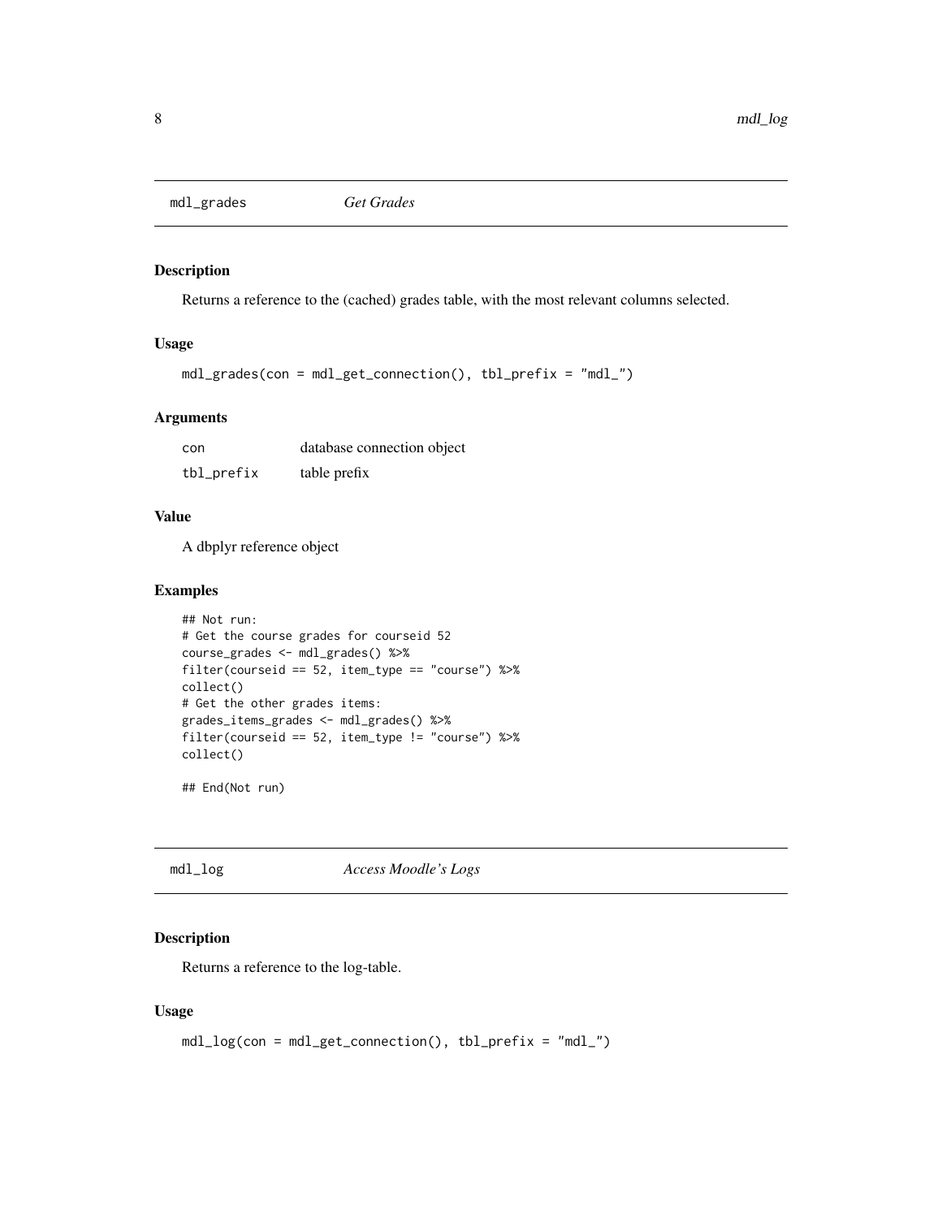## mdl_grades — *Get Grades*

### Description

Returns a reference to the (cached) grades table, with the most relevant columns selected.

### Usage

```
mdl_grades(con = mdl_get_connection(), tbl_prefix = "mdl_")
```

### Arguments

| | |
|---|---|
| con | database connection object |
| tbl_prefix | table prefix |

### Value

A dbplyr reference object

### Examples

```
## Not run:
# Get the course grades for courseid 52
course_grades <- mdl_grades() %>%
filter(courseid == 52, item_type == "course") %>%
collect()
# Get the other grades items:
grades_items_grades <- mdl_grades() %>%
filter(courseid == 52, item_type != "course") %>%
collect()

## End(Not run)
```

## mdl_log — *Access Moodle's Logs*

### Description

Returns a reference to the log-table.

### Usage

```
mdl_log(con = mdl_get_connection(), tbl_prefix = "mdl_")
```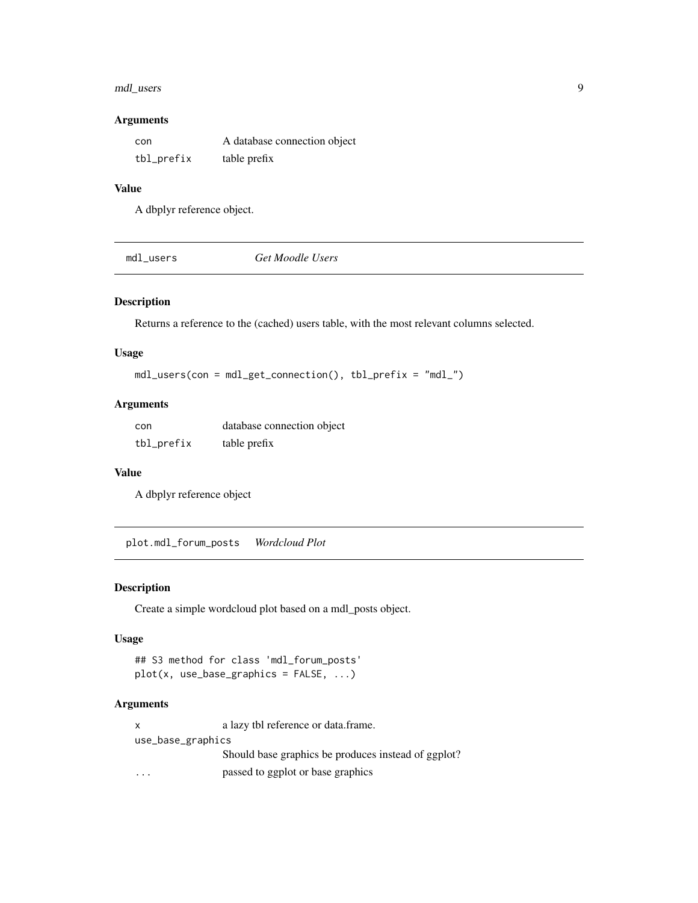### Arguments

| | |
|---|---|
| `con` | A database connection object |
| `tbl_prefix` | table prefix |

### Value

A dbplyr reference object.

## `mdl_users` *Get Moodle Users*

### Description

Returns a reference to the (cached) users table, with the most relevant columns selected.

### Usage

```
mdl_users(con = mdl_get_connection(), tbl_prefix = "mdl_")
```

### Arguments

| | |
|---|---|
| `con` | database connection object |
| `tbl_prefix` | table prefix |

### Value

A dbplyr reference object

## `plot.mdl_forum_posts` *Wordcloud Plot*

### Description

Create a simple wordcloud plot based on a mdl_posts object.

### Usage

```
## S3 method for class 'mdl_forum_posts'
plot(x, use_base_graphics = FALSE, ...)
```

### Arguments

| | |
|---|---|
| `x` | a lazy tbl reference or data.frame. |
| `use_base_graphics` | Should base graphics be produces instead of ggplot? |
| `...` | passed to ggplot or base graphics |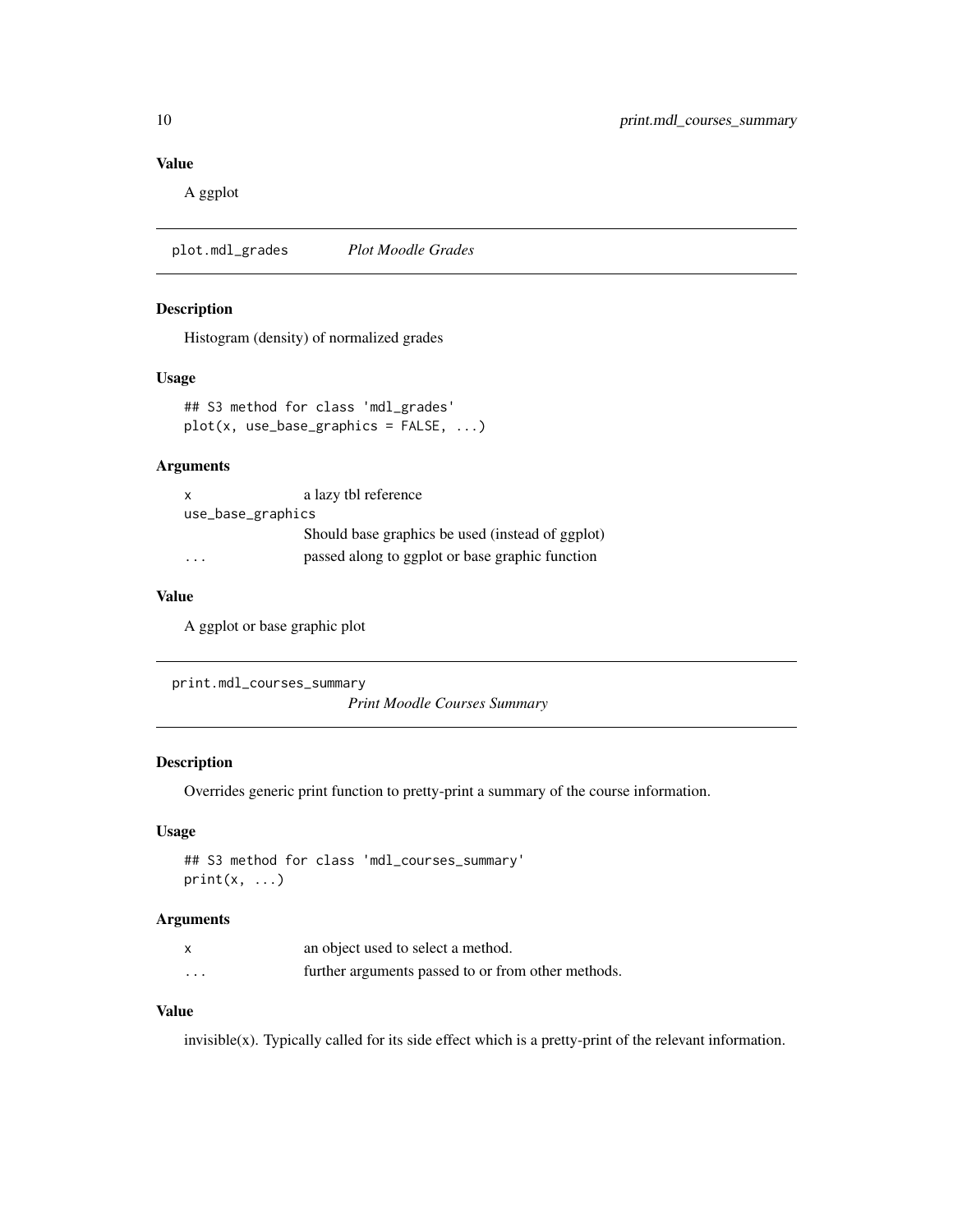### Value

A ggplot

## plot.mdl_grades *Plot Moodle Grades*

### Description

Histogram (density) of normalized grades

### Usage

```
## S3 method for class 'mdl_grades'
plot(x, use_base_graphics = FALSE, ...)
```

### Arguments

| | |
|---|---|
| x | a lazy tbl reference |
| use_base_graphics | Should base graphics be used (instead of ggplot) |
| ... | passed along to ggplot or base graphic function |

### Value

A ggplot or base graphic plot

## print.mdl_courses_summary *Print Moodle Courses Summary*

### Description

Overrides generic print function to pretty-print a summary of the course information.

### Usage

```
## S3 method for class 'mdl_courses_summary'
print(x, ...)
```

### Arguments

| | |
|---|---|
| x | an object used to select a method. |
| ... | further arguments passed to or from other methods. |

### Value

invisible(x). Typically called for its side effect which is a pretty-print of the relevant information.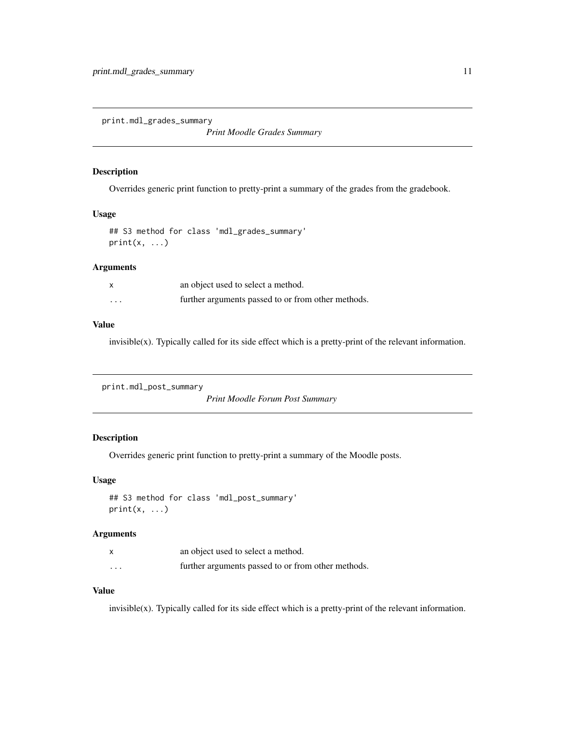## print.mdl_grades_summary

*Print Moodle Grades Summary*

### Description

Overrides generic print function to pretty-print a summary of the grades from the gradebook.

### Usage

```
## S3 method for class 'mdl_grades_summary'
print(x, ...)
```

### Arguments

| | |
|---|---|
| x | an object used to select a method. |
| ... | further arguments passed to or from other methods. |

### Value

invisible(x). Typically called for its side effect which is a pretty-print of the relevant information.

## print.mdl_post_summary

*Print Moodle Forum Post Summary*

### Description

Overrides generic print function to pretty-print a summary of the Moodle posts.

### Usage

```
## S3 method for class 'mdl_post_summary'
print(x, ...)
```

### Arguments

| | |
|---|---|
| x | an object used to select a method. |
| ... | further arguments passed to or from other methods. |

### Value

invisible(x). Typically called for its side effect which is a pretty-print of the relevant information.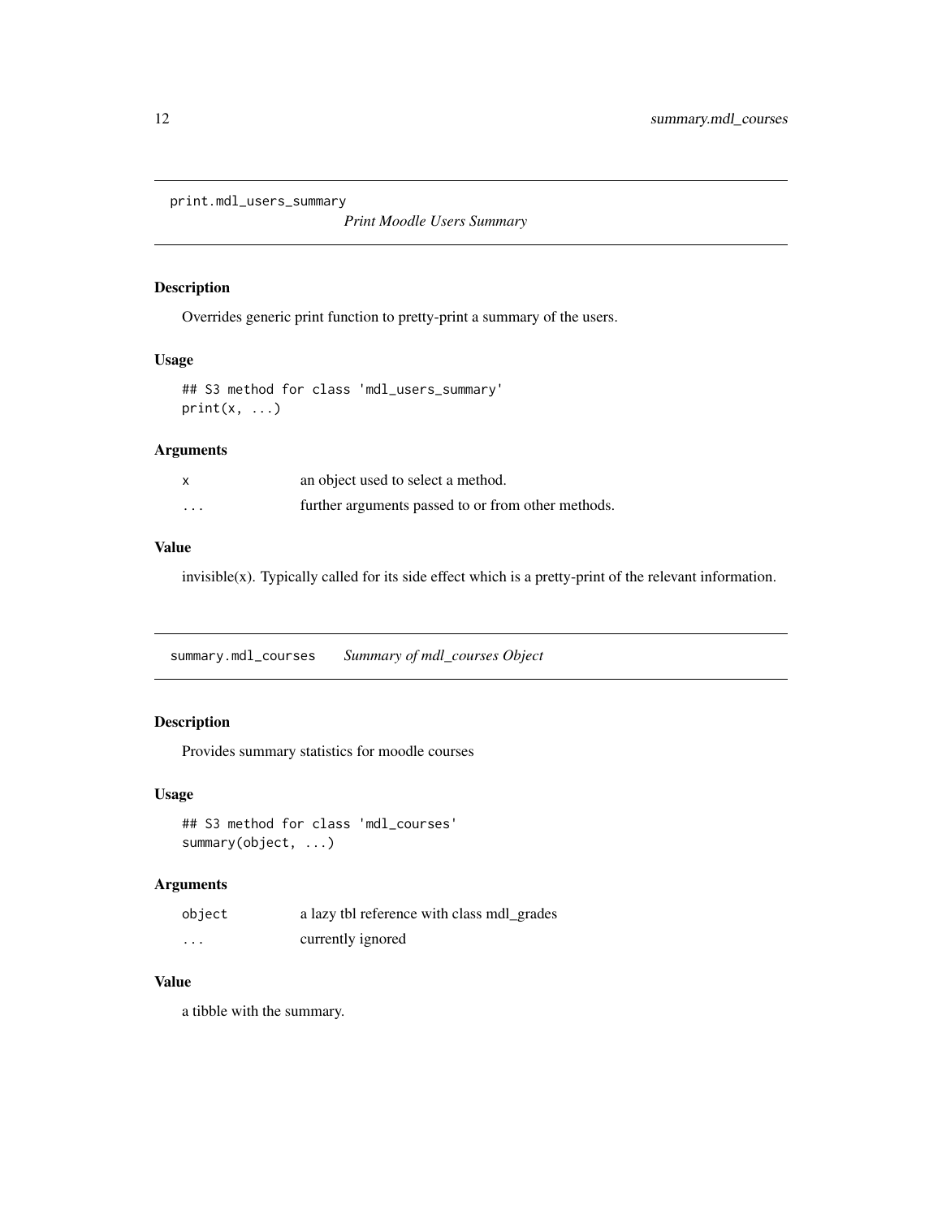## print.mdl_users_summary

*Print Moodle Users Summary*

### Description

Overrides generic print function to pretty-print a summary of the users.

### Usage

```
## S3 method for class 'mdl_users_summary'
print(x, ...)
```

### Arguments

| | |
|---|---|
| x | an object used to select a method. |
| ... | further arguments passed to or from other methods. |

### Value

invisible(x). Typically called for its side effect which is a pretty-print of the relevant information.

## summary.mdl_courses

*Summary of mdl_courses Object*

### Description

Provides summary statistics for moodle courses

### Usage

```
## S3 method for class 'mdl_courses'
summary(object, ...)
```

### Arguments

| | |
|---|---|
| object | a lazy tbl reference with class mdl_grades |
| ... | currently ignored |

### Value

a tibble with the summary.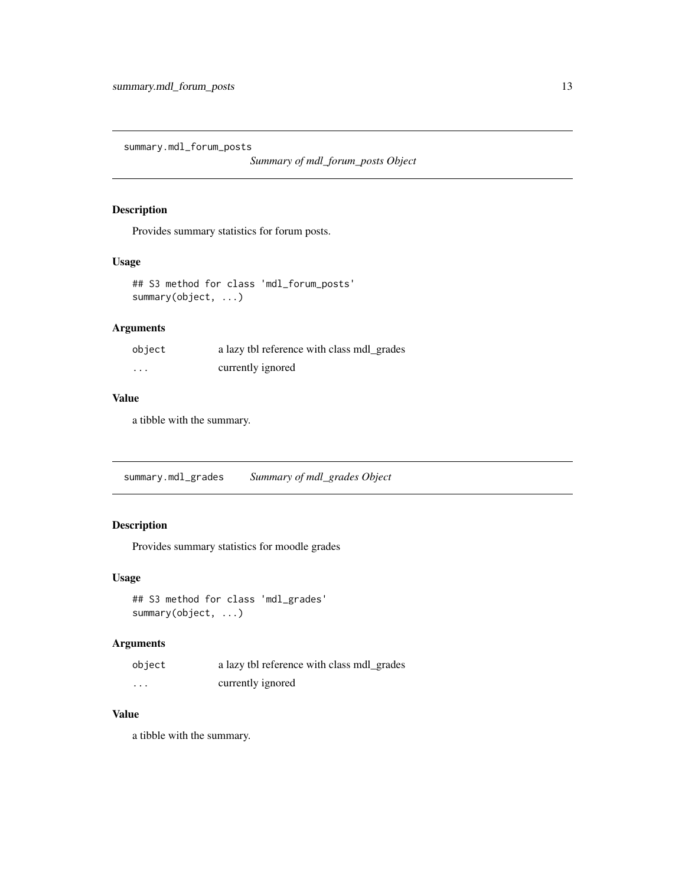## summary.mdl_forum_posts

*Summary of mdl_forum_posts Object*

### Description

Provides summary statistics for forum posts.

### Usage

```
## S3 method for class 'mdl_forum_posts'
summary(object, ...)
```

### Arguments

| | |
|---|---|
| object | a lazy tbl reference with class mdl_grades |
| ... | currently ignored |

### Value

a tibble with the summary.

## summary.mdl_grades

*Summary of mdl_grades Object*

### Description

Provides summary statistics for moodle grades

### Usage

```
## S3 method for class 'mdl_grades'
summary(object, ...)
```

### Arguments

| | |
|---|---|
| object | a lazy tbl reference with class mdl_grades |
| ... | currently ignored |

### Value

a tibble with the summary.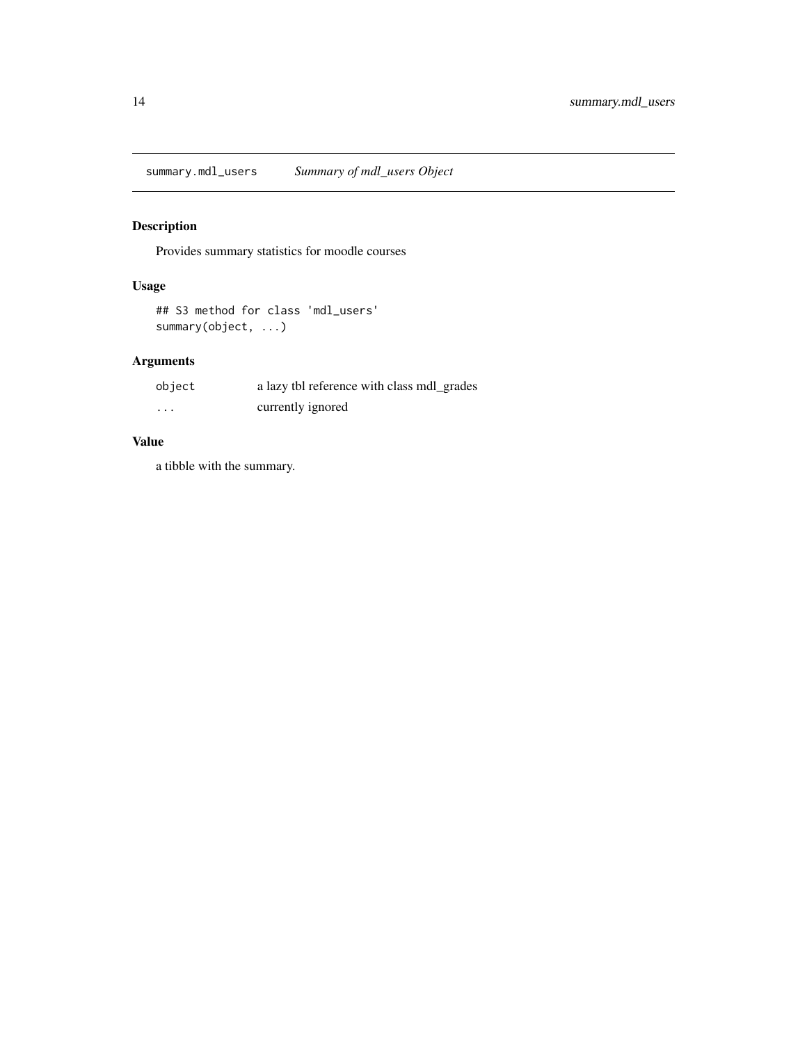# summary.mdl_users — *Summary of mdl_users Object*

## Description

Provides summary statistics for moodle courses

## Usage

```
## S3 method for class 'mdl_users'
summary(object, ...)
```

## Arguments

| | |
|---|---|
| `object` | a lazy tbl reference with class mdl_grades |
| `...` | currently ignored |

## Value

a tibble with the summary.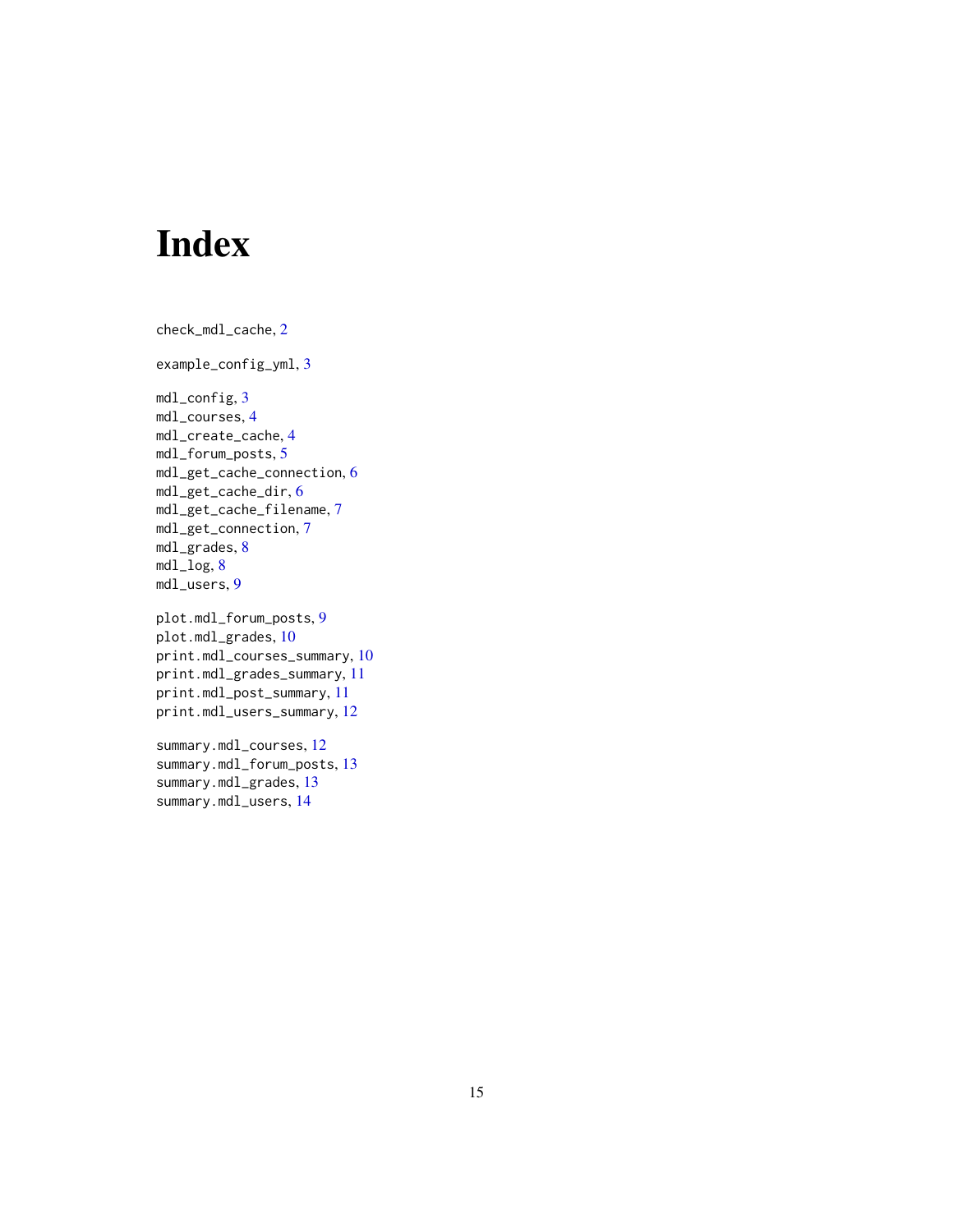# Index

check_mdl_cache, 2

example_config_yml, 3

mdl_config, 3
mdl_courses, 4
mdl_create_cache, 4
mdl_forum_posts, 5
mdl_get_cache_connection, 6
mdl_get_cache_dir, 6
mdl_get_cache_filename, 7
mdl_get_connection, 7
mdl_grades, 8
mdl_log, 8
mdl_users, 9

plot.mdl_forum_posts, 9
plot.mdl_grades, 10
print.mdl_courses_summary, 10
print.mdl_grades_summary, 11
print.mdl_post_summary, 11
print.mdl_users_summary, 12

summary.mdl_courses, 12
summary.mdl_forum_posts, 13
summary.mdl_grades, 13
summary.mdl_users, 14